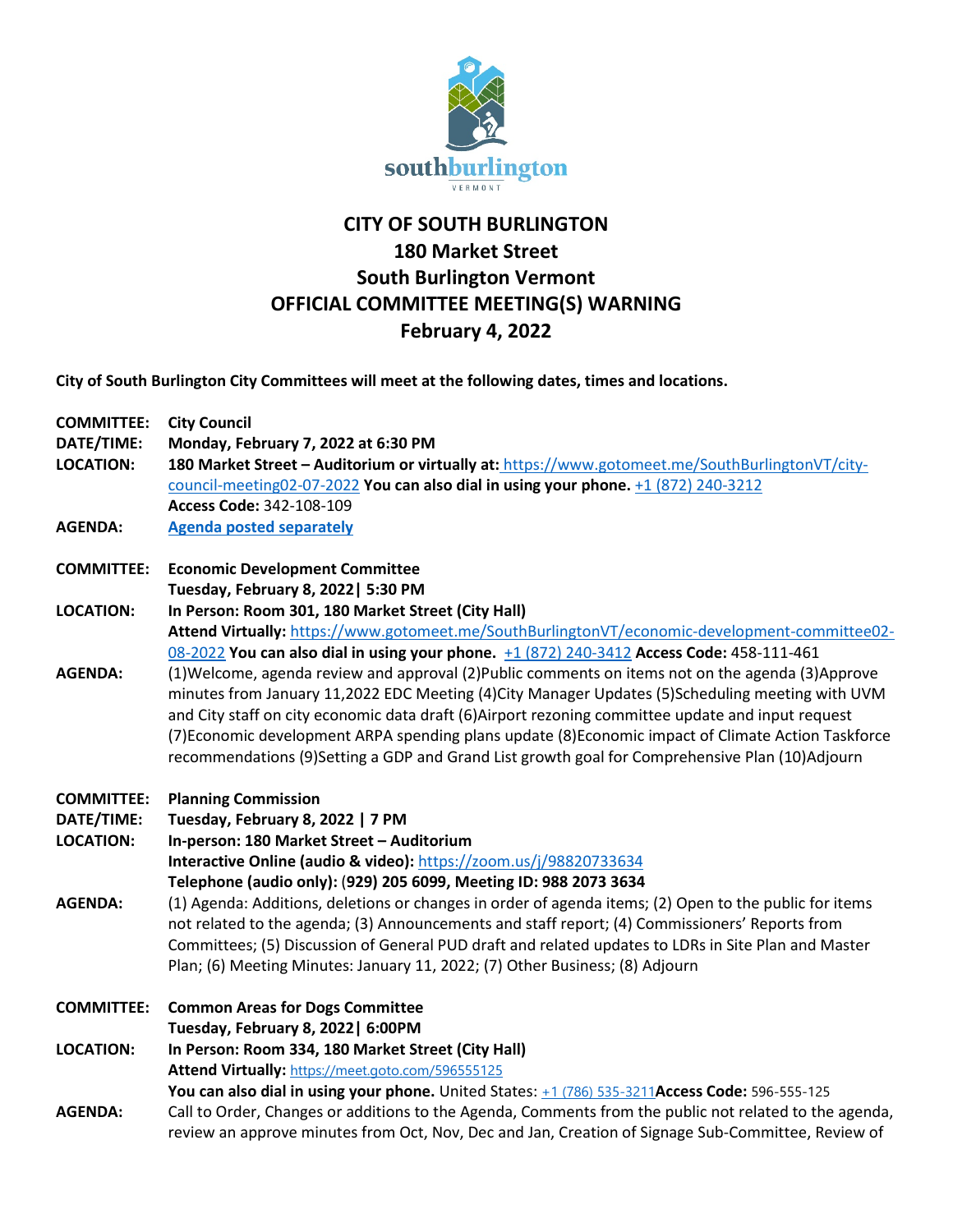# CITY OF SOUTH BURLINGTON
## 180 Market Street
## South Burlington Vermont
## OFFICIAL COMMITTEE MEETING(S) WARNING
## February 4, 2022

**City of South Burlington City Committees will meet at the following dates, times and locations.**

**COMMITTEE:** **City Council**
**DATE/TIME:** **Monday, February 7, 2022 at 6:30 PM**
**LOCATION:** **180 Market Street – Auditorium or virtually at:** https://www.gotomeet.me/SouthBurlingtonVT/city-council-meeting02-07-2022 **You can also dial in using your phone.** +1 (872) 240-3212
**Access Code:** 342-108-109
**AGENDA:** **Agenda posted separately**

**COMMITTEE:** **Economic Development Committee**
**Tuesday, February 8, 2022| 5:30 PM**
**LOCATION:** **In Person: Room 301, 180 Market Street (City Hall)**
**Attend Virtually:** https://www.gotomeet.me/SouthBurlingtonVT/economic-development-committee02-08-2022 **You can also dial in using your phone.** +1 (872) 240-3412 **Access Code:** 458-111-461
**AGENDA:** (1)Welcome, agenda review and approval (2)Public comments on items not on the agenda (3)Approve minutes from January 11,2022 EDC Meeting (4)City Manager Updates (5)Scheduling meeting with UVM and City staff on city economic data draft (6)Airport rezoning committee update and input request (7)Economic development ARPA spending plans update (8)Economic impact of Climate Action Taskforce recommendations (9)Setting a GDP and Grand List growth goal for Comprehensive Plan (10)Adjourn

**COMMITTEE:** **Planning Commission**
**DATE/TIME:** **Tuesday, February 8, 2022 | 7 PM**
**LOCATION:** **In-person: 180 Market Street – Auditorium**
**Interactive Online (audio & video):** https://zoom.us/j/98820733634
**Telephone (audio only): (929) 205 6099, Meeting ID: 988 2073 3634**
**AGENDA:** (1) Agenda: Additions, deletions or changes in order of agenda items; (2) Open to the public for items not related to the agenda; (3) Announcements and staff report; (4) Commissioners' Reports from Committees; (5) Discussion of General PUD draft and related updates to LDRs in Site Plan and Master Plan; (6) Meeting Minutes: January 11, 2022; (7) Other Business; (8) Adjourn

**COMMITTEE:** **Common Areas for Dogs Committee**
**Tuesday, February 8, 2022| 6:00PM**
**LOCATION:** **In Person: Room 334, 180 Market Street (City Hall)**
**Attend Virtually:** https://meet.goto.com/596555125
**You can also dial in using your phone.** United States: +1 (786) 535-3211**Access Code:** 596-555-125
**AGENDA:** Call to Order, Changes or additions to the Agenda, Comments from the public not related to the agenda, review an approve minutes from Oct, Nov, Dec and Jan, Creation of Signage Sub-Committee, Review of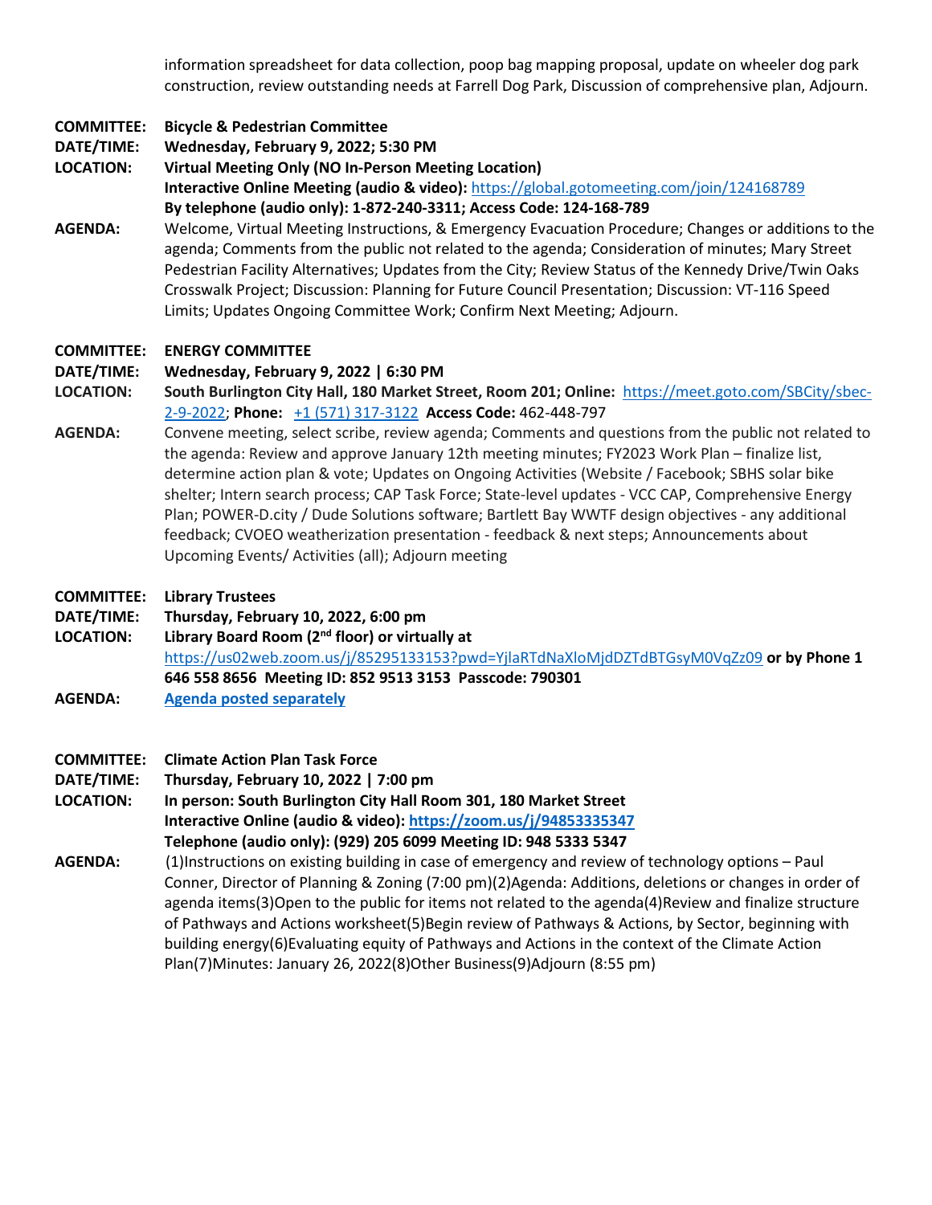information spreadsheet for data collection, poop bag mapping proposal, update on wheeler dog park construction, review outstanding needs at Farrell Dog Park, Discussion of comprehensive plan, Adjourn.

**COMMITTEE:** **Bicycle & Pedestrian Committee**
**DATE/TIME:** **Wednesday, February 9, 2022; 5:30 PM**
**LOCATION:** **Virtual Meeting Only (NO In-Person Meeting Location)**
**Interactive Online Meeting (audio & video):** https://global.gotomeeting.com/join/124168789
**By telephone (audio only): 1-872-240-3311; Access Code: 124-168-789**
**AGENDA:** Welcome, Virtual Meeting Instructions, & Emergency Evacuation Procedure; Changes or additions to the agenda; Comments from the public not related to the agenda; Consideration of minutes; Mary Street Pedestrian Facility Alternatives; Updates from the City; Review Status of the Kennedy Drive/Twin Oaks Crosswalk Project; Discussion: Planning for Future Council Presentation; Discussion: VT-116 Speed Limits; Updates Ongoing Committee Work; Confirm Next Meeting; Adjourn.

**COMMITTEE:** **ENERGY COMMITTEE**
**DATE/TIME:** **Wednesday, February 9, 2022 | 6:30 PM**
**LOCATION:** **South Burlington City Hall, 180 Market Street, Room 201; Online:** https://meet.goto.com/SBCity/sbec-2-9-2022; **Phone:** +1 (571) 317-3122 **Access Code:** 462-448-797
**AGENDA:** Convene meeting, select scribe, review agenda; Comments and questions from the public not related to the agenda: Review and approve January 12th meeting minutes; FY2023 Work Plan – finalize list, determine action plan & vote; Updates on Ongoing Activities (Website / Facebook; SBHS solar bike shelter; Intern search process; CAP Task Force; State-level updates - VCC CAP, Comprehensive Energy Plan; POWER-D.city / Dude Solutions software; Bartlett Bay WWTF design objectives - any additional feedback; CVOEO weatherization presentation - feedback & next steps; Announcements about Upcoming Events/ Activities (all); Adjourn meeting

**COMMITTEE:** **Library Trustees**
**DATE/TIME:** **Thursday, February 10, 2022, 6:00 pm**
**LOCATION:** **Library Board Room (2nd floor) or virtually at** https://us02web.zoom.us/j/85295133153?pwd=YjlaRTdNaXloMjdDZTdBTGsyM0VqZz09 **or by Phone 1 646 558 8656 Meeting ID: 852 9513 3153 Passcode: 790301**
**AGENDA:** **Agenda posted separately**

**COMMITTEE:** **Climate Action Plan Task Force**
**DATE/TIME:** **Thursday, February 10, 2022 | 7:00 pm**
**LOCATION:** **In person: South Burlington City Hall Room 301, 180 Market Street**
**Interactive Online (audio & video): https://zoom.us/j/94853335347**
**Telephone (audio only): (929) 205 6099 Meeting ID: 948 5333 5347**
**AGENDA:** (1)Instructions on existing building in case of emergency and review of technology options – Paul Conner, Director of Planning & Zoning (7:00 pm)(2)Agenda: Additions, deletions or changes in order of agenda items(3)Open to the public for items not related to the agenda(4)Review and finalize structure of Pathways and Actions worksheet(5)Begin review of Pathways & Actions, by Sector, beginning with building energy(6)Evaluating equity of Pathways and Actions in the context of the Climate Action Plan(7)Minutes: January 26, 2022(8)Other Business(9)Adjourn (8:55 pm)